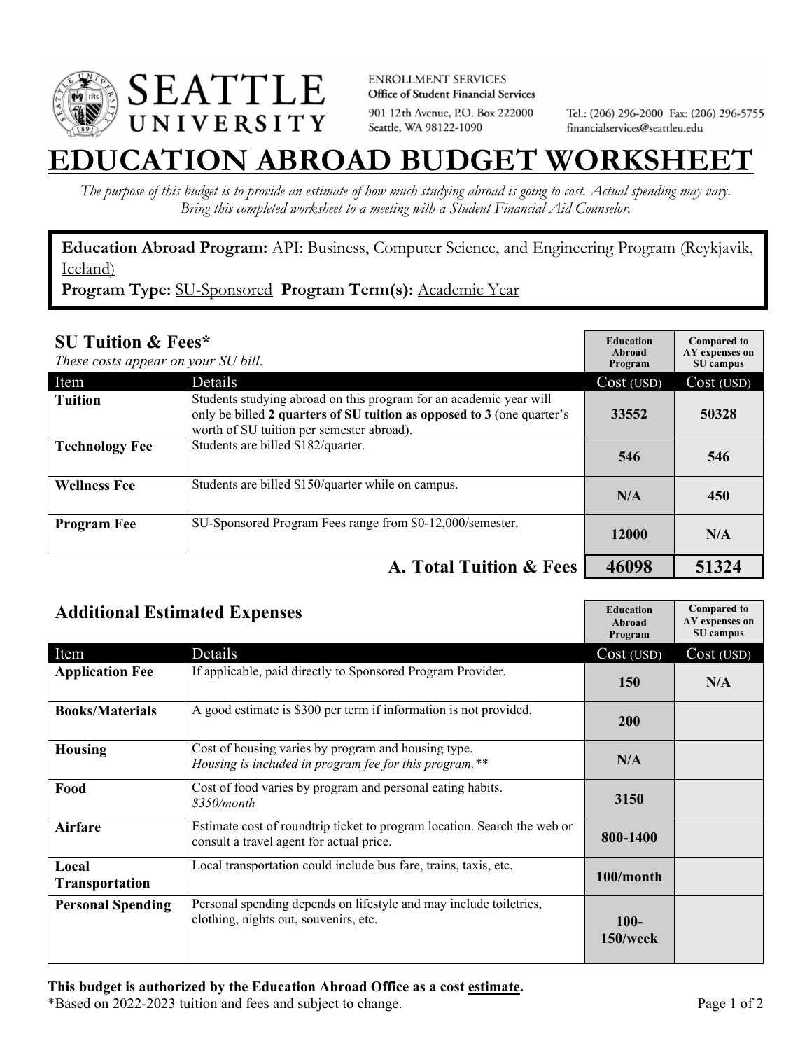SEATTLE UNIVERSITY

ENROLLMENT SERVICES
**Office of Student Financial Services**
901 12th Avenue, P.O. Box 222000
Seattle, WA 98122-1090

Tel.: (206) 296-2000 Fax: (206) 296-5755
financialservices@seattleu.edu

# EDUCATION ABROAD BUDGET WORKSHEET

*The purpose of this budget is to provide an estimate of how much studying abroad is going to cost. Actual spending may vary. Bring this completed worksheet to a meeting with a Student Financial Aid Counselor.*

**Education Abroad Program:** API: Business, Computer Science, and Engineering Program (Reykjavik, Iceland)
**Program Type:** SU-Sponsored **Program Term(s):** Academic Year

## SU Tuition & Fees*

*These costs appear on your SU bill.*

| Item | Details | Education Abroad Program Cost (USD) | Compared to AY expenses on SU campus Cost (USD) |
|---|---|---|---|
| **Tuition** | Students studying abroad on this program for an academic year will only be billed **2 quarters of SU tuition as opposed to 3** (one quarter's worth of SU tuition per semester abroad). | 33552 | 50328 |
| **Technology Fee** | Students are billed $182/quarter. | 546 | 546 |
| **Wellness Fee** | Students are billed $150/quarter while on campus. | N/A | 450 |
| **Program Fee** | SU-Sponsored Program Fees range from $0-12,000/semester. | 12000 | N/A |
| | **A. Total Tuition & Fees** | **46098** | **51324** |

## Additional Estimated Expenses

| Item | Details | Education Abroad Program Cost (USD) | Compared to AY expenses on SU campus Cost (USD) |
|---|---|---|---|
| **Application Fee** | If applicable, paid directly to Sponsored Program Provider. | 150 | N/A |
| **Books/Materials** | A good estimate is $300 per term if information is not provided. | 200 | |
| **Housing** | Cost of housing varies by program and housing type. *Housing is included in program fee for this program.*** | N/A | |
| **Food** | Cost of food varies by program and personal eating habits. *$350/month* | 3150 | |
| **Airfare** | Estimate cost of roundtrip ticket to program location. Search the web or consult a travel agent for actual price. | 800-1400 | |
| **Local Transportation** | Local transportation could include bus fare, trains, taxis, etc. | 100/month | |
| **Personal Spending** | Personal spending depends on lifestyle and may include toiletries, clothing, nights out, souvenirs, etc. | 100-150/week | |

**This budget is authorized by the Education Abroad Office as a cost estimate.**
*Based on 2022-2023 tuition and fees and subject to change.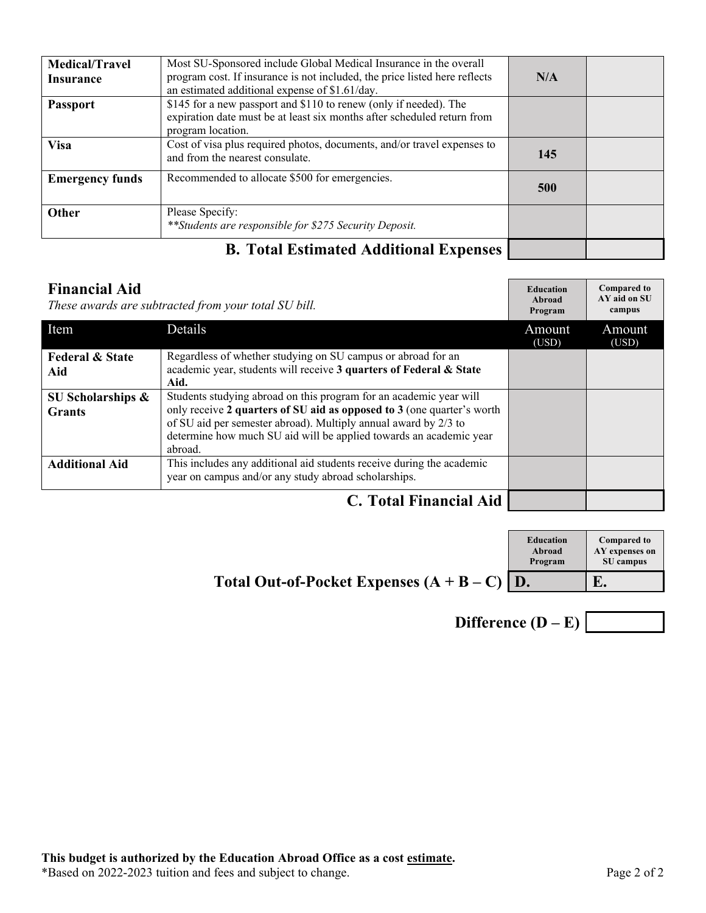| | | | |
|---|---|---|---|
| **Medical/Travel Insurance** | Most SU-Sponsored include Global Medical Insurance in the overall program cost. If insurance is not included, the price listed here reflects an estimated additional expense of $1.61/day. | **N/A** | |
| **Passport** | $145 for a new passport and $110 to renew (only if needed). The expiration date must be at least six months after scheduled return from program location. | | |
| **Visa** | Cost of visa plus required photos, documents, and/or travel expenses to and from the nearest consulate. | **145** | |
| **Emergency funds** | Recommended to allocate $500 for emergencies. | **500** | |
| **Other** | Please Specify: *\*\*Students are responsible for $275 Security Deposit.* | | |
| | **B. Total Estimated Additional Expenses** | | |

## Financial Aid

*These awards are subtracted from your total SU bill.*

| | | Education Abroad Program | Compared to AY aid on SU campus |
|---|---|---|---|
| Item | Details | Amount (USD) | Amount (USD) |
| **Federal & State Aid** | Regardless of whether studying on SU campus or abroad for an academic year, students will receive **3 quarters of Federal & State Aid.** | | |
| **SU Scholarships & Grants** | Students studying abroad on this program for an academic year will only receive **2 quarters of SU aid as opposed to 3** (one quarter's worth of SU aid per semester abroad). Multiply annual award by 2/3 to determine how much SU aid will be applied towards an academic year abroad. | | |
| **Additional Aid** | This includes any additional aid students receive during the academic year on campus and/or any study abroad scholarships. | | |
| | **C. Total Financial Aid** | | |

| | Education Abroad Program | Compared to AY expenses on SU campus |
|---|---|---|
| **Total Out-of-Pocket Expenses (A + B – C)** | **D.** | **E.** |

**Difference (D – E)**

**This budget is authorized by the Education Abroad Office as a cost estimate.**

*Based on 2022-2023 tuition and fees and subject to change.